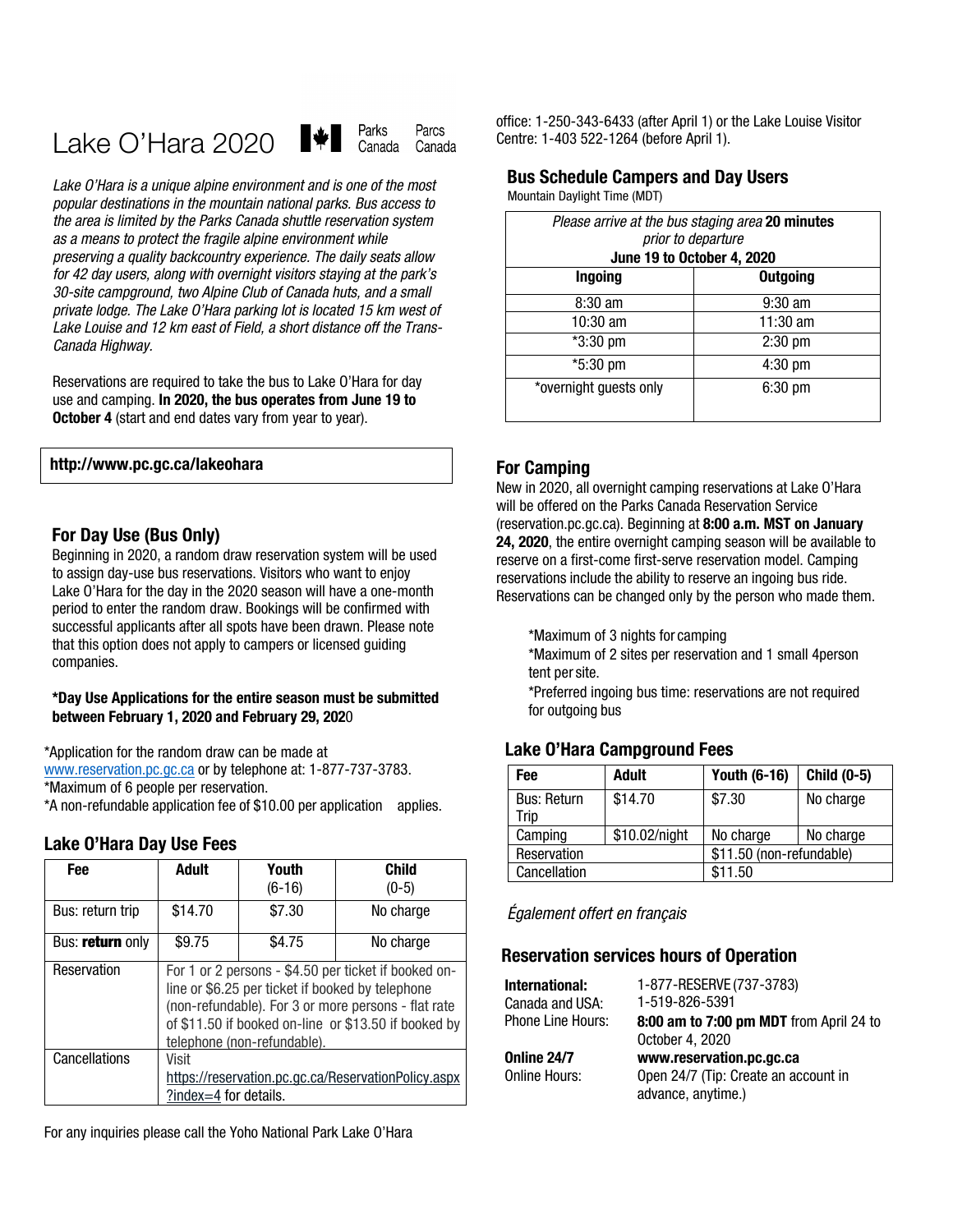# Lake O'Hara 2020

Parks Canada Parcs Canada

*Lake O'Hara is a unique alpine environment and is one of the most popular destinations in the mountain national parks. Bus access to the area is limited by the Parks Canada shuttle reservation system as a means to protect the fragile alpine environment while preserving a quality backcountry experience. The daily seats allow for 42 day users, along with overnight visitors staying at the park's 30-site campground, two Alpine Club of Canada huts, and a small private lodge. The Lake O'Hara parking lot is located 15 km west of Lake Louise and 12 km east of Field, a short distance off the Trans-Canada Highway.*

Reservations are required to take the bus to Lake O'Hara for day use and camping. **In 2020, the bus operates from June 19 to October 4** (start and end dates vary from year to year).

**http://www.pc.gc.ca/lakeohara**

## For Day Use (Bus Only)

Beginning in 2020, a random draw reservation system will be used to assign day-use bus reservations. Visitors who want to enjoy Lake O'Hara for the day in the 2020 season will have a one-month period to enter the random draw. Bookings will be confirmed with successful applicants after all spots have been drawn. Please note that this option does not apply to campers or licensed guiding companies.

**\*Day Use Applications for the entire season must be submitted between February 1, 2020 and February 29, 2020**

*Application for the random draw can be made at www.reservation.pc.gc.ca or by telephone at: 1-877-737-3783.
*Maximum of 6 people per reservation.
*A non-refundable application fee of $10.00 per application applies.

## Lake O'Hara Day Use Fees

| Fee | Adult | Youth (6-16) | Child (0-5) |
|---|---|---|---|
| Bus: return trip | $14.70 | $7.30 | No charge |
| Bus: **return** only | $9.75 | $4.75 | No charge |
| Reservation | For 1 or 2 persons - $4.50 per ticket if booked on-line or $6.25 per ticket if booked by telephone (non-refundable). For 3 or more persons - flat rate of $11.50 if booked on-line or $13.50 if booked by telephone (non-refundable). | | |
| Cancellations | Visit https://reservation.pc.gc.ca/ReservationPolicy.aspx?index=4 for details. | | |

For any inquiries please call the Yoho National Park Lake O'Hara office: 1-250-343-6433 (after April 1) or the Lake Louise Visitor Centre: 1-403 522-1264 (before April 1).

## Bus Schedule Campers and Day Users

Mountain Daylight Time (MDT)

| *Please arrive at the bus staging area* **20 minutes** *prior to departure* **June 19 to October 4, 2020** | |
|---|---|
| **Ingoing** | **Outgoing** |
| 8:30 am | 9:30 am |
| 10:30 am | 11:30 am |
| *3:30 pm | 2:30 pm |
| *5:30 pm | 4:30 pm |
| *overnight guests only | 6:30 pm |

## For Camping

New in 2020, all overnight camping reservations at Lake O'Hara will be offered on the Parks Canada Reservation Service (reservation.pc.gc.ca). Beginning at **8:00 a.m. MST on January 24, 2020**, the entire overnight camping season will be available to reserve on a first-come first-serve reservation model. Camping reservations include the ability to reserve an ingoing bus ride. Reservations can be changed only by the person who made them.

*Maximum of 3 nights for camping
*Maximum of 2 sites per reservation and 1 small 4person tent per site.
*Preferred ingoing bus time: reservations are not required for outgoing bus

## Lake O'Hara Campground Fees

| Fee | Adult | Youth (6-16) | Child (0-5) |
|---|---|---|---|
| Bus: Return Trip | $14.70 | $7.30 | No charge |
| Camping | $10.02/night | No charge | No charge |
| Reservation | | $11.50 (non-refundable) | |
| Cancellation | | $11.50 | |

*Également offert en français*

## Reservation services hours of Operation

**International:** 1-877-RESERVE (737-3783)
Canada and USA: 1-519-826-5391
Phone Line Hours: **8:00 am to 7:00 pm MDT** from April 24 to October 4, 2020

**Online 24/7** **www.reservation.pc.gc.ca**
Online Hours: Open 24/7 (Tip: Create an account in advance, anytime.)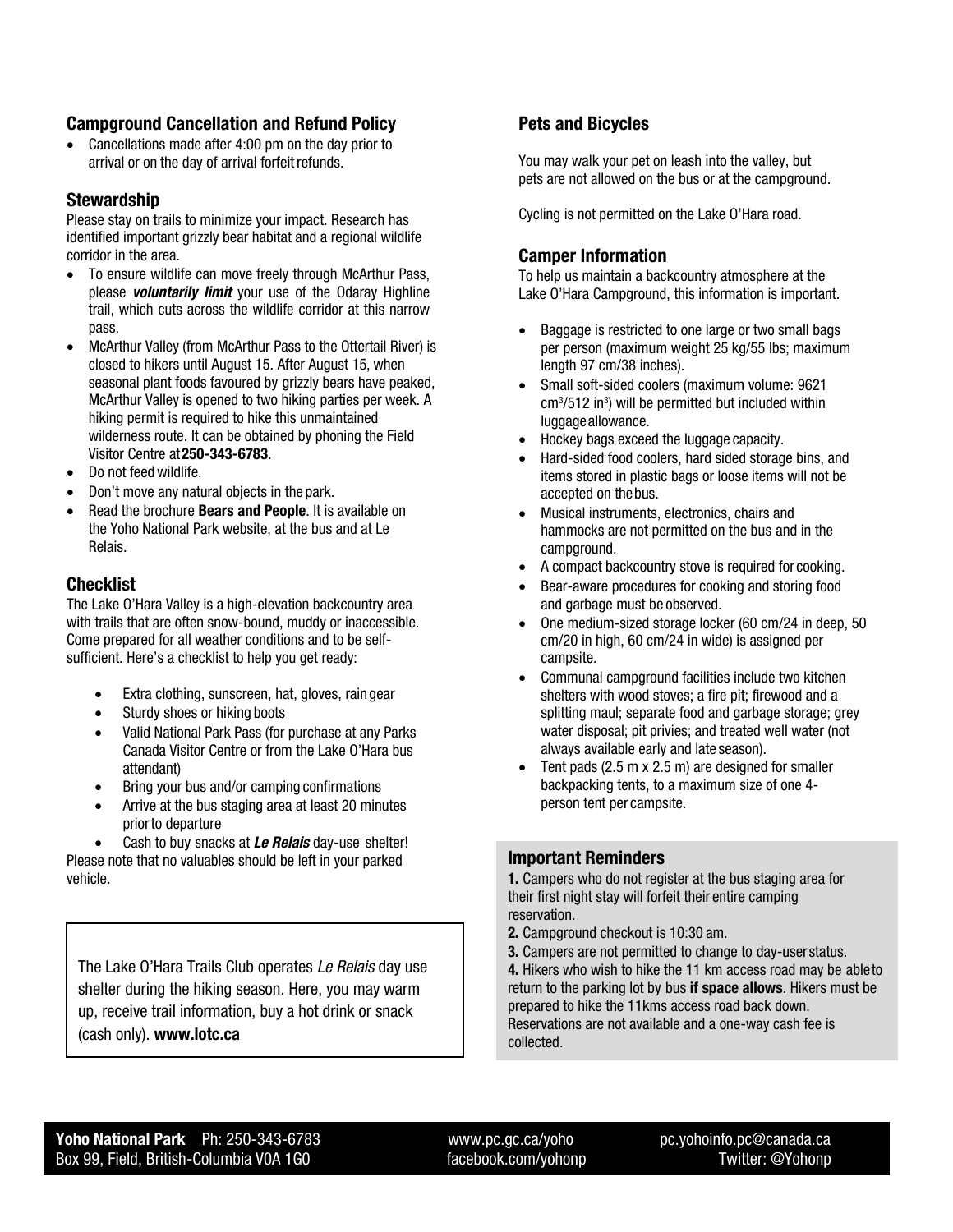## Campground Cancellation and Refund Policy

- Cancellations made after 4:00 pm on the day prior to arrival or on the day of arrival forfeit refunds.

## Stewardship

Please stay on trails to minimize your impact. Research has identified important grizzly bear habitat and a regional wildlife corridor in the area.

- To ensure wildlife can move freely through McArthur Pass, please ***voluntarily limit*** your use of the Odaray Highline trail, which cuts across the wildlife corridor at this narrow pass.
- McArthur Valley (from McArthur Pass to the Ottertail River) is closed to hikers until August 15. After August 15, when seasonal plant foods favoured by grizzly bears have peaked, McArthur Valley is opened to two hiking parties per week. A hiking permit is required to hike this unmaintained wilderness route. It can be obtained by phoning the Field Visitor Centre at **250-343-6783**.
- Do not feed wildlife.
- Don't move any natural objects in the park.
- Read the brochure **Bears and People**. It is available on the Yoho National Park website, at the bus and at Le Relais.

## Checklist

The Lake O'Hara Valley is a high-elevation backcountry area with trails that are often snow-bound, muddy or inaccessible. Come prepared for all weather conditions and to be self-sufficient. Here's a checklist to help you get ready:

- Extra clothing, sunscreen, hat, gloves, rain gear
- Sturdy shoes or hiking boots
- Valid National Park Pass (for purchase at any Parks Canada Visitor Centre or from the Lake O'Hara bus attendant)
- Bring your bus and/or camping confirmations
- Arrive at the bus staging area at least 20 minutes prior to departure
- Cash to buy snacks at ***Le Relais*** day-use shelter!

Please note that no valuables should be left in your parked vehicle.

The Lake O'Hara Trails Club operates *Le Relais* day use shelter during the hiking season. Here, you may warm up, receive trail information, buy a hot drink or snack (cash only). **www.lotc.ca**

## Pets and Bicycles

You may walk your pet on leash into the valley, but pets are not allowed on the bus or at the campground.

Cycling is not permitted on the Lake O'Hara road.

## Camper Information

To help us maintain a backcountry atmosphere at the Lake O'Hara Campground, this information is important.

- Baggage is restricted to one large or two small bags per person (maximum weight 25 kg/55 lbs; maximum length 97 cm/38 inches).
- Small soft-sided coolers (maximum volume: 9621 $cm^3$/512 $in^3$) will be permitted but included within luggage allowance.
- Hockey bags exceed the luggage capacity.
- Hard-sided food coolers, hard sided storage bins, and items stored in plastic bags or loose items will not be accepted on the bus.
- Musical instruments, electronics, chairs and hammocks are not permitted on the bus and in the campground.
- A compact backcountry stove is required for cooking.
- Bear-aware procedures for cooking and storing food and garbage must be observed.
- One medium-sized storage locker (60 cm/24 in deep, 50 cm/20 in high, 60 cm/24 in wide) is assigned per campsite.
- Communal campground facilities include two kitchen shelters with wood stoves; a fire pit; firewood and a splitting maul; separate food and garbage storage; grey water disposal; pit privies; and treated well water (not always available early and late season).
- Tent pads (2.5 m x 2.5 m) are designed for smaller backpacking tents, to a maximum size of one 4-person tent per campsite.

## Important Reminders

**1.** Campers who do not register at the bus staging area for their first night stay will forfeit their entire camping reservation.
**2.** Campground checkout is 10:30 am.
**3.** Campers are not permitted to change to day-user status.
**4.** Hikers who wish to hike the 11 km access road may be able to return to the parking lot by bus **if space allows**. Hikers must be prepared to hike the 11kms access road back down. Reservations are not available and a one-way cash fee is collected.

**Yoho National Park** Ph: 250-343-6783
Box 99, Field, British-Columbia V0A 1G0
www.pc.gc.ca/yoho
facebook.com/yohonp
pc.yohoinfo.pc@canada.ca
Twitter: @Yohonp